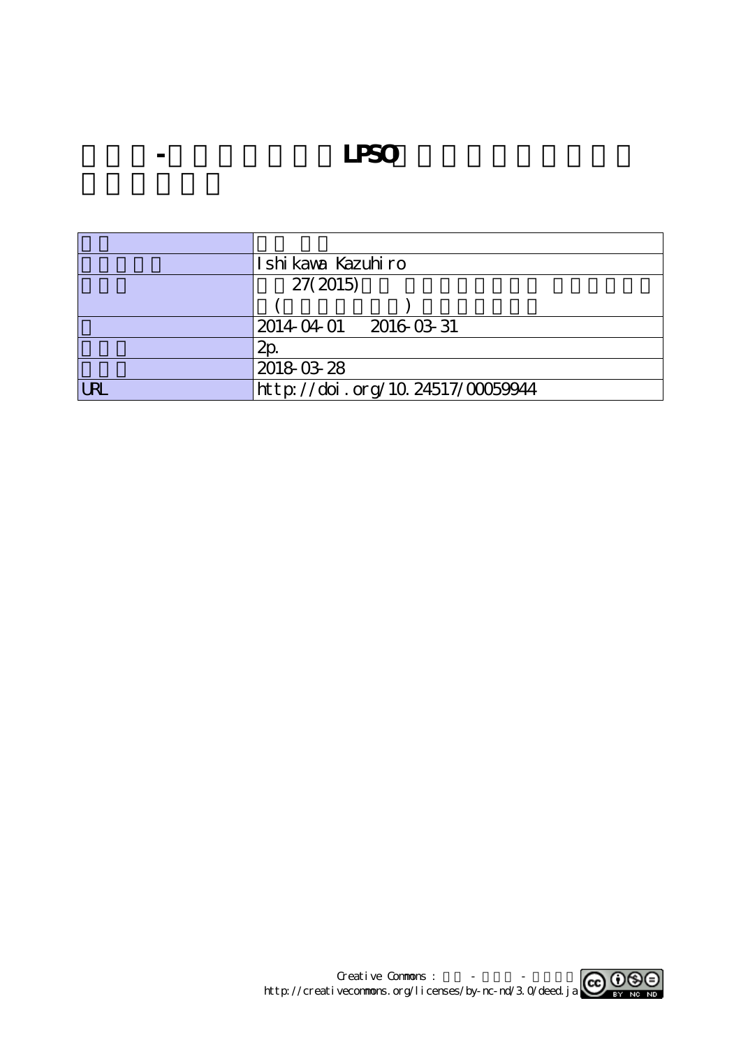# -LPSO

| | |
|---|---|
| | |
| | Ishikawa Kazuhiro |
| | 27(2015) ( ) |
| | 2014-04-01 2016-03-31 |
| | 2p. |
| | 2018-03-28 |
| URL | http://doi.org/10.24517/00059944 |

Creative Commons : - - 
http://creativecommons.org/licenses/by-nc-nd/3.0/deed.ja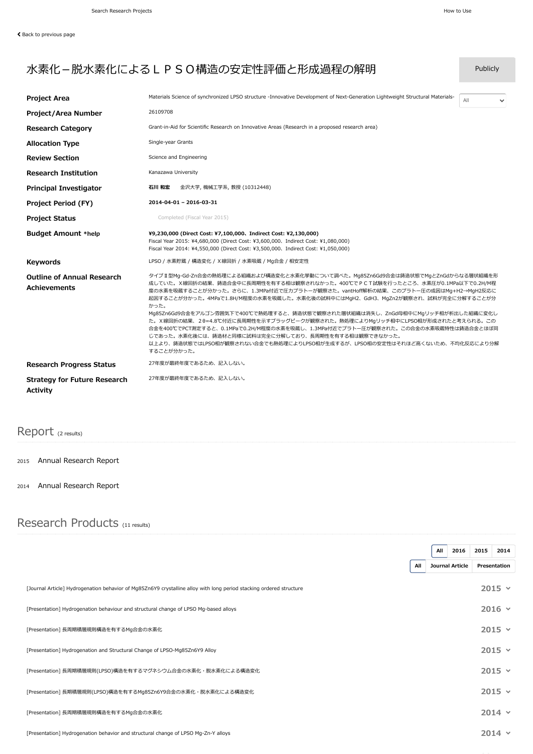Search Research Projects　　How to Use

Back to previous page

# 水素化－脱水素化によるＬＰＳＯ構造の安定性評価と形成過程の解明

Publicly

| | |
|---|---|
| **Project Area** | Materials Science of synchronized LPSO structure -Innovative Development of Next-Generation Lightweight Structural Materials- |
| **Project/Area Number** | 26109708 |
| **Research Category** | Grant-in-Aid for Scientific Research on Innovative Areas (Research in a proposed research area) |
| **Allocation Type** | Single-year Grants |
| **Review Section** | Science and Engineering |
| **Research Institution** | Kanazawa University |
| **Principal Investigator** | **石川 和宏** 金沢大学, 機械工学系, 教授 (10312448) |
| **Project Period (FY)** | **2014-04-01 – 2016-03-31** |
| **Project Status** | Completed (Fiscal Year 2015) |
| **Budget Amount \*help** | **¥9,230,000 (Direct Cost: ¥7,100,000、Indirect Cost: ¥2,130,000)**<br>Fiscal Year 2015: ¥4,680,000 (Direct Cost: ¥3,600,000、Indirect Cost: ¥1,080,000)<br>Fiscal Year 2014: ¥4,550,000 (Direct Cost: ¥3,500,000、Indirect Cost: ¥1,050,000) |
| **Keywords** | LPSO / 水素貯蔵 / 構造変化 / Ｘ線回折 / 水素吸蔵 / Mg合金 / 相安定性 |
| **Outline of Annual Research Achievements** | タイプⅡ型Mg-Gd-Zn合金の熱処理による組織および構造変化と水素化挙動について調べた。$Mg_{85}Zn_6Gd_9$合金は鋳造状態でMgとZnGdからなる層状組織を形成していた。Ｘ線回折の結果、鋳造合金中に長周期性を有する相は観察されなかった。400℃でＰＣＴ試験を行ったところ、水素圧が0.1MPa以下で0.2H/M程度の水素を吸蔵することが分かった。さらに、1.3MPa付近で圧力プラトーが観察さた。vantHoff解析の結果、このプラトー圧の成因は$Mg+H_2 \rightarrow MgH_2$反応に起因することが分かった。4MPaで1.8H/M程度の水素を吸蔵した。水素化後の試料中には$MgH_2$、$GdH_3$、$MgZn_2$が観察され、試料が完全に分解することが分かった。<br>$Mg_{85}Zn_6Gd_9$合金をアルゴン雰囲気下で400℃で熱処理すると、鋳造状態で観察された層状組織は消失し、ZnGd母相中にMgリッチ相が析出した組織に変化した。Ｘ線回折の結果、2θ=4.8℃付近に長周期性を示すブラッグピークが観察された。熱処理によりMgリッチ相中にLPSO相が形成されたと考えられる。この合金を400℃でPCT測定すると、0.1MPaで0.2H/M程度の水素を吸蔵し、1.3MPa付近でプラトー圧が観察された。この合金の水素吸蔵特性は鋳造合金とほぼ同じであった。水素化後には、鋳造材と同様に試料は完全に分解しており、長周期性を有する相は観察できなかった。<br>以上より、鋳造状態ではLPSO相が観察されない合金でも熱処理によりLPSO相が生成するが、LPSO相の安定性はそれほど高くないため、不均化反応により分解することが分かった。 |
| **Research Progress Status** | 27年度が最終年度であるため、記入しない。 |
| **Strategy for Future Research Activity** | 27年度が最終年度であるため、記入しない。 |

## Report (2 results)

2015　Annual Research Report

2014　Annual Research Report

## Research Products (11 results)

All　2016　2015　2014

All　Journal Article　Presentation

- [Journal Article] Hydrogenation behavior of Mg85Zn6Y9 crystalline alloy with long period stacking ordered structure — 2015
- [Presentation] Hydrogenation behaviour and structural change of LPSO Mg-based alloys — 2016
- [Presentation] 長周期積層規則構造を有するMg合金の水素化 — 2015
- [Presentation] Hydrogenation and Structural Change of LPSO-Mg85Zn6Y9 Alloy — 2015
- [Presentation] 長周期積層規則(LPSO)構造を有するマグネシウム合金の水素化・脱水素化による構造変化 — 2015
- [Presentation] 長期積層規則(LPSO)構造を有するMg85Zn6Y9合金の水素化・脱水素化による構造変化 — 2015
- [Presentation] 長周期積層規則構造を有するMg合金の水素化 — 2014
- [Presentation] Hydrogenation behavior and structural change of LPSO Mg-Zn-Y alloys — 2014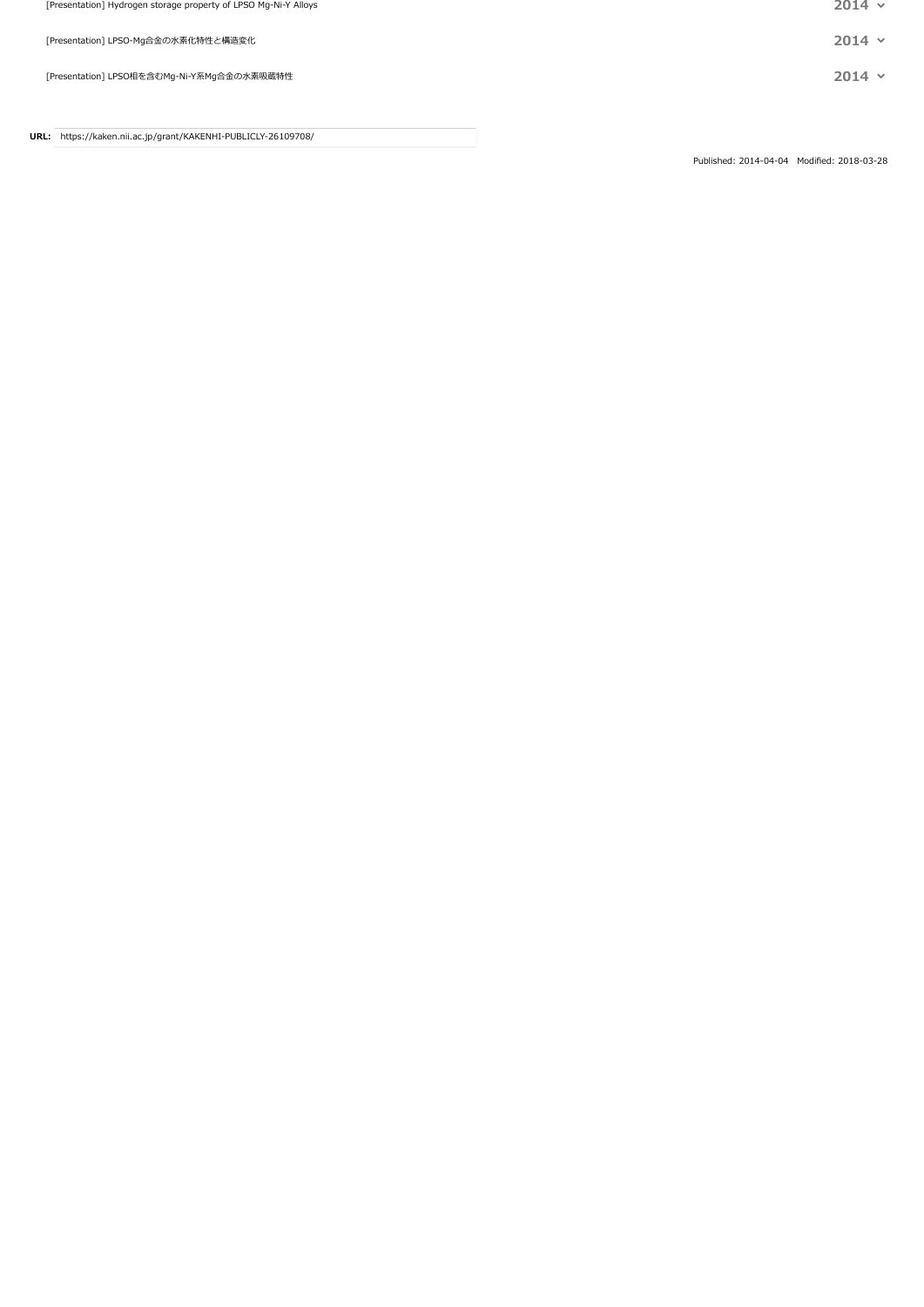[Presentation] Hydrogen storage property of LPSO Mg-Ni-Y Alloys — 2014

[Presentation] LPSO-Mg合金の水素化特性と構造変化 — 2014

[Presentation] LPSO相を含むMg-Ni-Y系Mg合金の水素吸蔵特性 — 2014

**URL:** https://kaken.nii.ac.jp/grant/KAKENHI-PUBLICLY-26109708/

Published: 2014-04-04 Modified: 2018-03-28